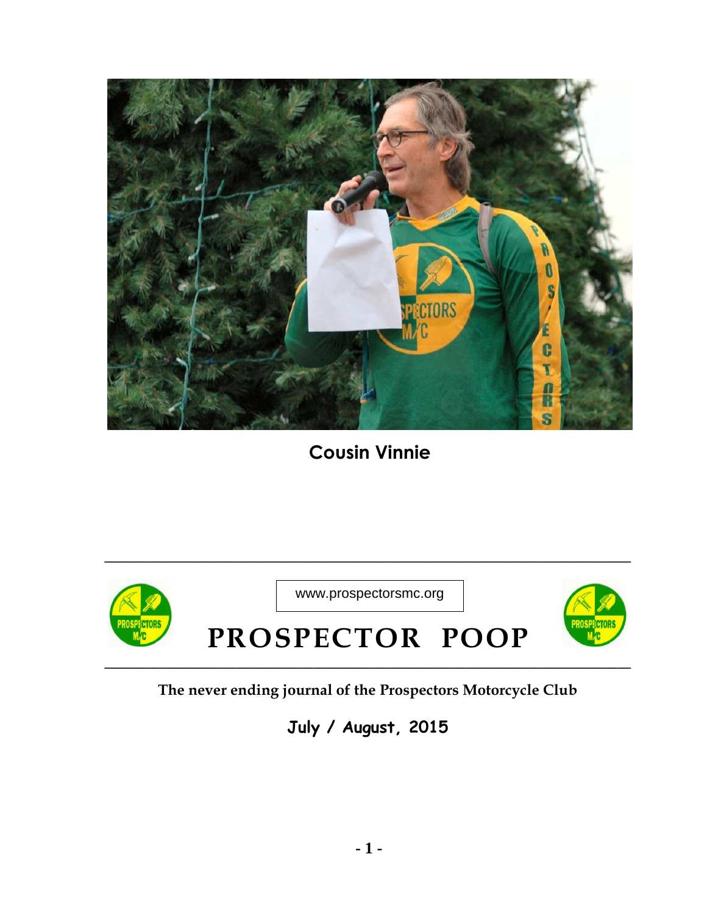Cousin Vinnie

www.prospectorsmc.org

# PROSPECTOR POOP

**The never ending journal of the Prospectors Motorcycle Club**

**July / August, 2015**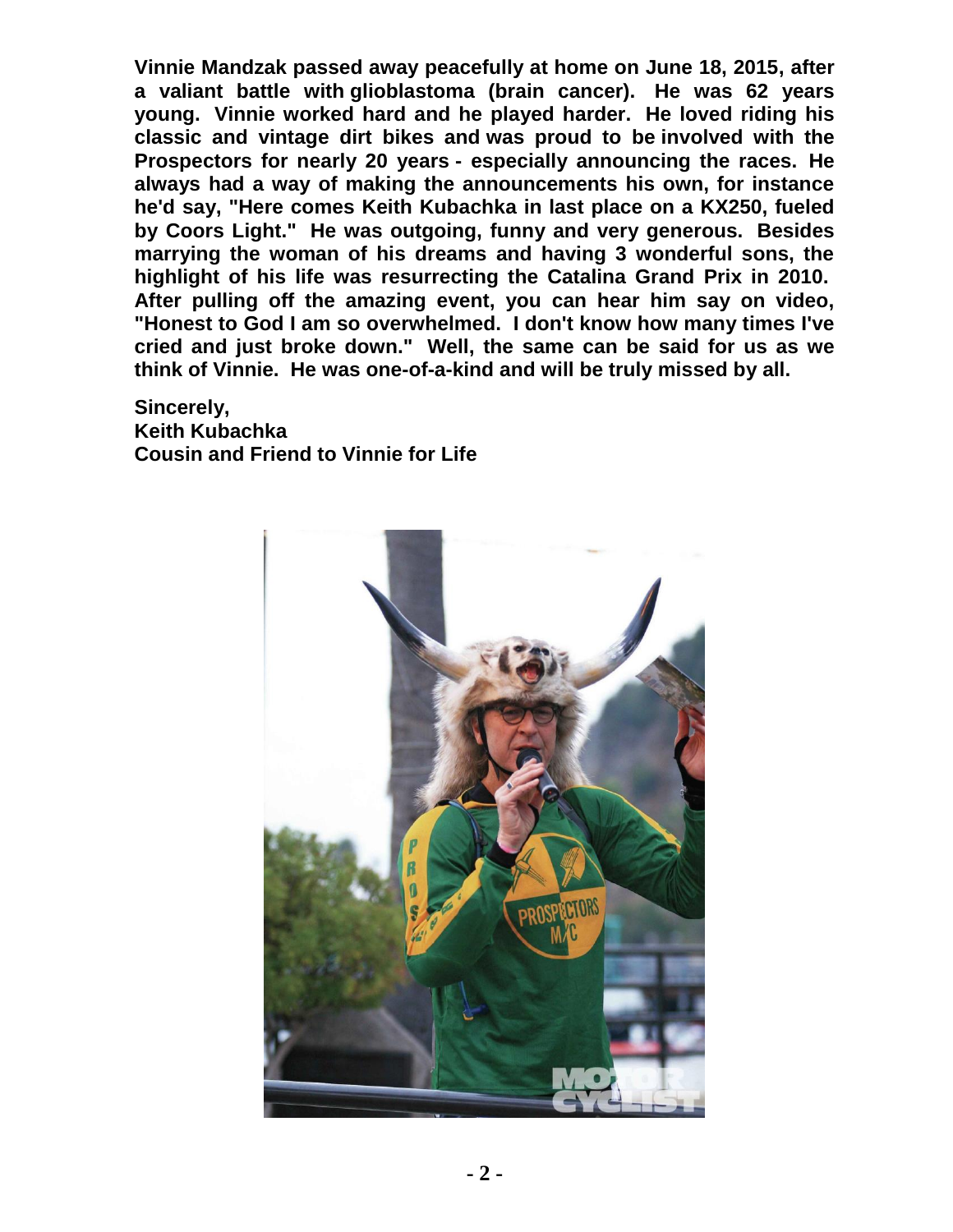**Vinnie Mandzak passed away peacefully at home on June 18, 2015, after a valiant battle with glioblastoma (brain cancer). He was 62 years young. Vinnie worked hard and he played harder. He loved riding his classic and vintage dirt bikes and was proud to be involved with the Prospectors for nearly 20 years - especially announcing the races. He always had a way of making the announcements his own, for instance he'd say, "Here comes Keith Kubachka in last place on a KX250, fueled by Coors Light." He was outgoing, funny and very generous. Besides marrying the woman of his dreams and having 3 wonderful sons, the highlight of his life was resurrecting the Catalina Grand Prix in 2010. After pulling off the amazing event, you can hear him say on video, "Honest to God I am so overwhelmed. I don't know how many times I've cried and just broke down." Well, the same can be said for us as we think of Vinnie. He was one-of-a-kind and will be truly missed by all.**

**Sincerely,**
**Keith Kubachka**
**Cousin and Friend to Vinnie for Life**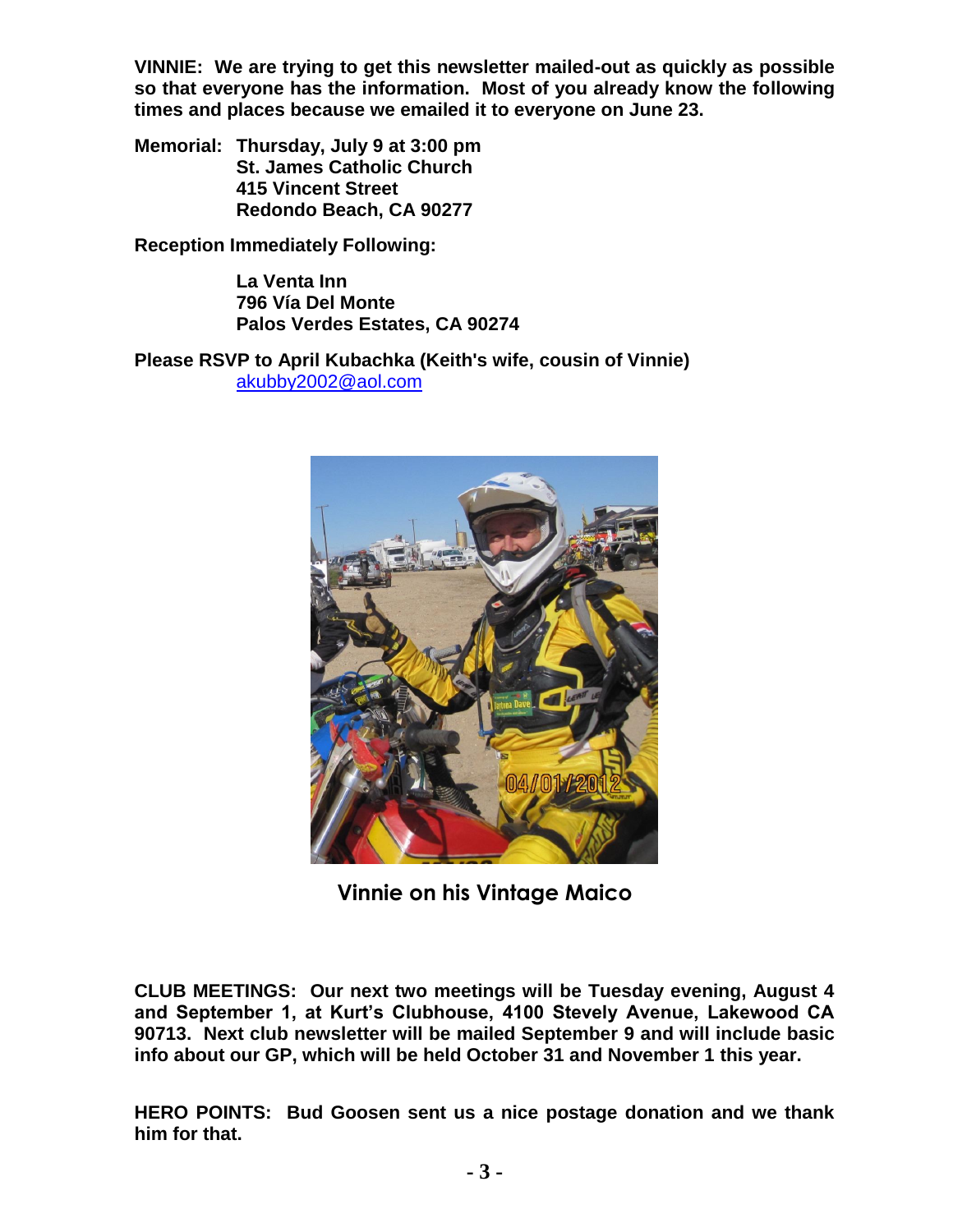**VINNIE: We are trying to get this newsletter mailed-out as quickly as possible so that everyone has the information. Most of you already know the following times and places because we emailed it to everyone on June 23.**

**Memorial: Thursday, July 9 at 3:00 pm**
**St. James Catholic Church**
**415 Vincent Street**
**Redondo Beach, CA 90277**

**Reception Immediately Following:**

**La Venta Inn**
**796 Vía Del Monte**
**Palos Verdes Estates, CA 90274**

**Please RSVP to April Kubachka (Keith's wife, cousin of Vinnie)**
akubby2002@aol.com

**Vinnie on his Vintage Maico**

**CLUB MEETINGS: Our next two meetings will be Tuesday evening, August 4 and September 1, at Kurt's Clubhouse, 4100 Stevely Avenue, Lakewood CA 90713. Next club newsletter will be mailed September 9 and will include basic info about our GP, which will be held October 31 and November 1 this year.**

**HERO POINTS: Bud Goosen sent us a nice postage donation and we thank him for that.**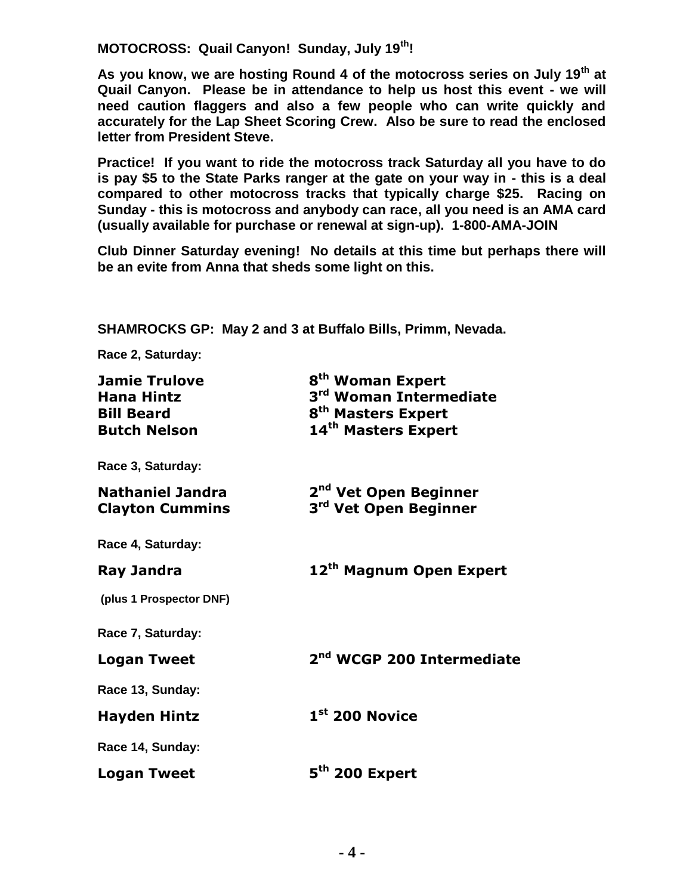**MOTOCROSS: Quail Canyon! Sunday, July 19th!**

**As you know, we are hosting Round 4 of the motocross series on July 19th at Quail Canyon. Please be in attendance to help us host this event - we will need caution flaggers and also a few people who can write quickly and accurately for the Lap Sheet Scoring Crew. Also be sure to read the enclosed letter from President Steve.**

**Practice! If you want to ride the motocross track Saturday all you have to do is pay $5 to the State Parks ranger at the gate on your way in - this is a deal compared to other motocross tracks that typically charge $25. Racing on Sunday - this is motocross and anybody can race, all you need is an AMA card (usually available for purchase or renewal at sign-up). 1-800-AMA-JOIN**

**Club Dinner Saturday evening! No details at this time but perhaps there will be an evite from Anna that sheds some light on this.**

**SHAMROCKS GP: May 2 and 3 at Buffalo Bills, Primm, Nevada.**

**Race 2, Saturday:**

| | |
|---|---|
| **Jamie Trulove** | **8th Woman Expert** |
| **Hana Hintz** | **3rd Woman Intermediate** |
| **Bill Beard** | **8th Masters Expert** |
| **Butch Nelson** | **14th Masters Expert** |

**Race 3, Saturday:**

| | |
|---|---|
| **Nathaniel Jandra** | **2nd Vet Open Beginner** |
| **Clayton Cummins** | **3rd Vet Open Beginner** |

**Race 4, Saturday:**

| | |
|---|---|
| **Ray Jandra** | **12th Magnum Open Expert** |

**(plus 1 Prospector DNF)**

**Race 7, Saturday:**

| | |
|---|---|
| **Logan Tweet** | **2nd WCGP 200 Intermediate** |

**Race 13, Sunday:**

| | |
|---|---|
| **Hayden Hintz** | **1st 200 Novice** |

**Race 14, Sunday:**

| | |
|---|---|
| **Logan Tweet** | **5th 200 Expert** |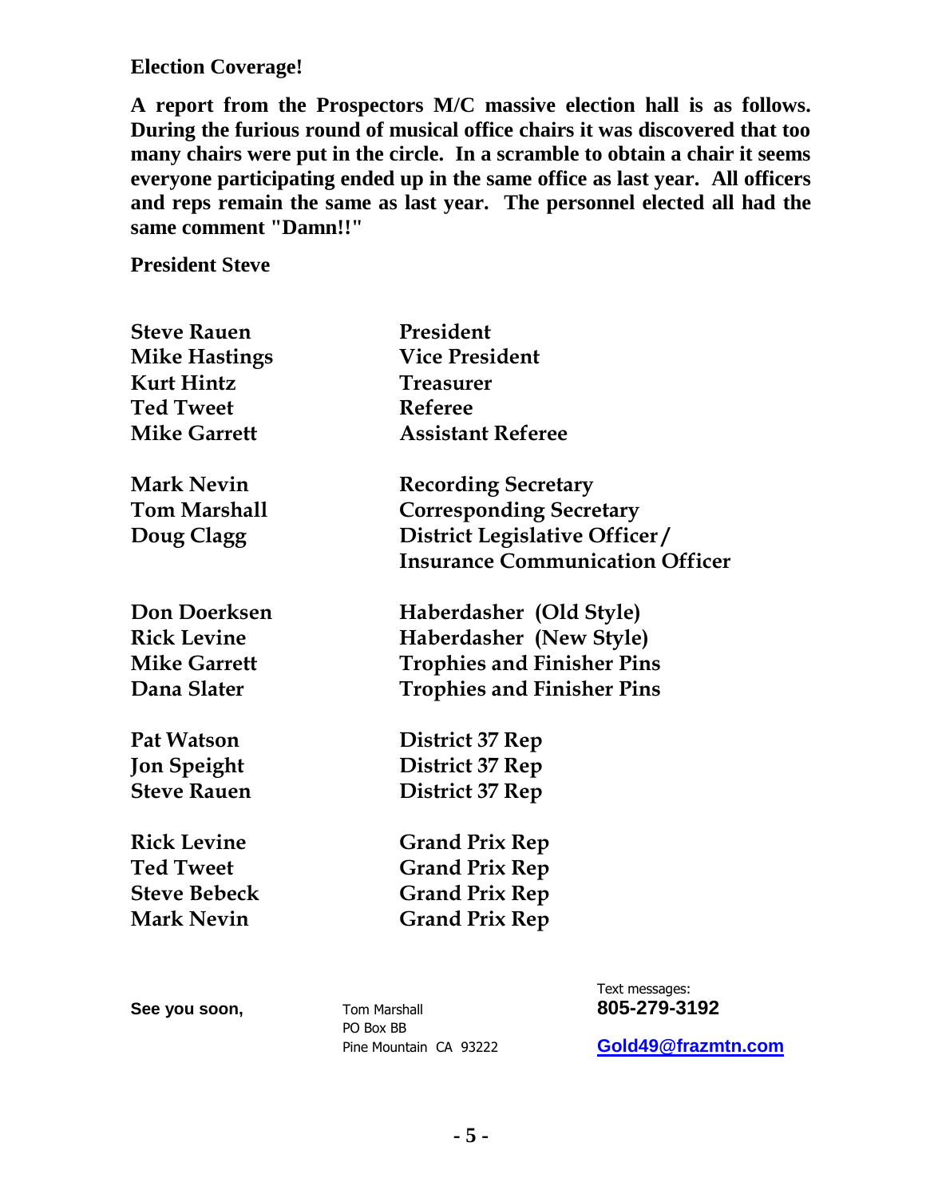**Election Coverage!**

**A report from the Prospectors M/C massive election hall is as follows. During the furious round of musical office chairs it was discovered that too many chairs were put in the circle. In a scramble to obtain a chair it seems everyone participating ended up in the same office as last year. All officers and reps remain the same as last year. The personnel elected all had the same comment "Damn!!"**

**President Steve**

| | |
|---|---|
| **Steve Rauen** | **President** |
| **Mike Hastings** | **Vice President** |
| **Kurt Hintz** | **Treasurer** |
| **Ted Tweet** | **Referee** |
| **Mike Garrett** | **Assistant Referee** |
| | |
| **Mark Nevin** | **Recording Secretary** |
| **Tom Marshall** | **Corresponding Secretary** |
| **Doug Clagg** | **District Legislative Officer / Insurance Communication Officer** |
| | |
| **Don Doerksen** | **Haberdasher (Old Style)** |
| **Rick Levine** | **Haberdasher (New Style)** |
| **Mike Garrett** | **Trophies and Finisher Pins** |
| **Dana Slater** | **Trophies and Finisher Pins** |
| | |
| **Pat Watson** | **District 37 Rep** |
| **Jon Speight** | **District 37 Rep** |
| **Steve Rauen** | **District 37 Rep** |
| | |
| **Rick Levine** | **Grand Prix Rep** |
| **Ted Tweet** | **Grand Prix Rep** |
| **Steve Bebeck** | **Grand Prix Rep** |
| **Mark Nevin** | **Grand Prix Rep** |

**See you soon,**

Tom Marshall
PO Box BB
Pine Mountain CA 93222

Text messages:
**805-279-3192**

**Gold49@frazmtn.com**